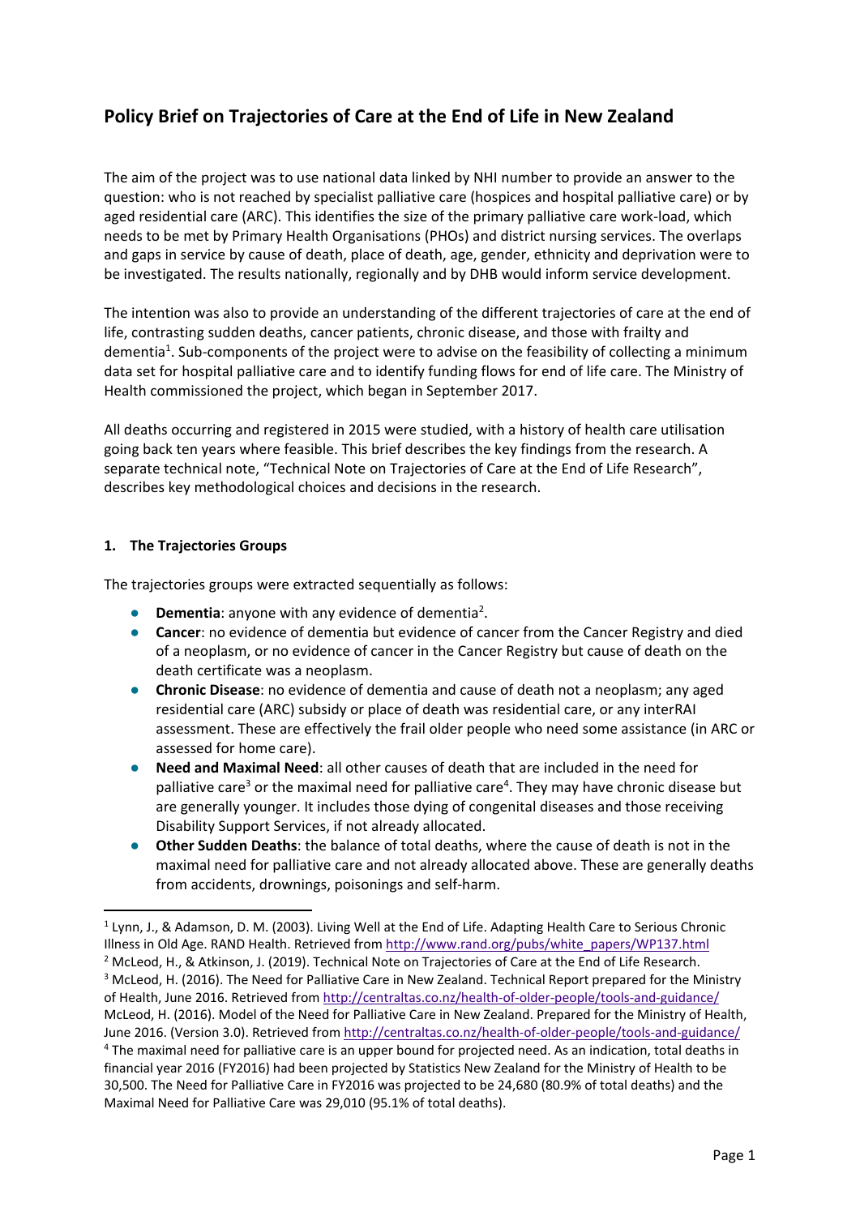# Policy Brief on Trajectories of Care at the End of Life in New Zealand

The aim of the project was to use national data linked by NHI number to provide an answer to the question: who is not reached by specialist palliative care (hospices and hospital palliative care) or by aged residential care (ARC). This identifies the size of the primary palliative care work-load, which needs to be met by Primary Health Organisations (PHOs) and district nursing services. The overlaps and gaps in service by cause of death, place of death, age, gender, ethnicity and deprivation were to be investigated. The results nationally, regionally and by DHB would inform service development.

The intention was also to provide an understanding of the different trajectories of care at the end of life, contrasting sudden deaths, cancer patients, chronic disease, and those with frailty and dementia[1]. Sub-components of the project were to advise on the feasibility of collecting a minimum data set for hospital palliative care and to identify funding flows for end of life care. The Ministry of Health commissioned the project, which began in September 2017.

All deaths occurring and registered in 2015 were studied, with a history of health care utilisation going back ten years where feasible. This brief describes the key findings from the research. A separate technical note, "Technical Note on Trajectories of Care at the End of Life Research", describes key methodological choices and decisions in the research.

## 1. The Trajectories Groups

The trajectories groups were extracted sequentially as follows:

- **Dementia**: anyone with any evidence of dementia[2].
- **Cancer**: no evidence of dementia but evidence of cancer from the Cancer Registry and died of a neoplasm, or no evidence of cancer in the Cancer Registry but cause of death on the death certificate was a neoplasm.
- **Chronic Disease**: no evidence of dementia and cause of death not a neoplasm; any aged residential care (ARC) subsidy or place of death was residential care, or any interRAI assessment. These are effectively the frail older people who need some assistance (in ARC or assessed for home care).
- **Need and Maximal Need**: all other causes of death that are included in the need for palliative care[3] or the maximal need for palliative care[4]. They may have chronic disease but are generally younger. It includes those dying of congenital diseases and those receiving Disability Support Services, if not already allocated.
- **Other Sudden Deaths**: the balance of total deaths, where the cause of death is not in the maximal need for palliative care and not already allocated above. These are generally deaths from accidents, drownings, poisonings and self-harm.

---

[1] Lynn, J., & Adamson, D. M. (2003). Living Well at the End of Life. Adapting Health Care to Serious Chronic Illness in Old Age. RAND Health. Retrieved from http://www.rand.org/pubs/white_papers/WP137.html

[2] McLeod, H., & Atkinson, J. (2019). Technical Note on Trajectories of Care at the End of Life Research.

[3] McLeod, H. (2016). The Need for Palliative Care in New Zealand. Technical Report prepared for the Ministry of Health, June 2016. Retrieved from http://centraltas.co.nz/health-of-older-people/tools-and-guidance/
McLeod, H. (2016). Model of the Need for Palliative Care in New Zealand. Prepared for the Ministry of Health, June 2016. (Version 3.0). Retrieved from http://centraltas.co.nz/health-of-older-people/tools-and-guidance/

[4] The maximal need for palliative care is an upper bound for projected need. As an indication, total deaths in financial year 2016 (FY2016) had been projected by Statistics New Zealand for the Ministry of Health to be 30,500. The Need for Palliative Care in FY2016 was projected to be 24,680 (80.9% of total deaths) and the Maximal Need for Palliative Care was 29,010 (95.1% of total deaths).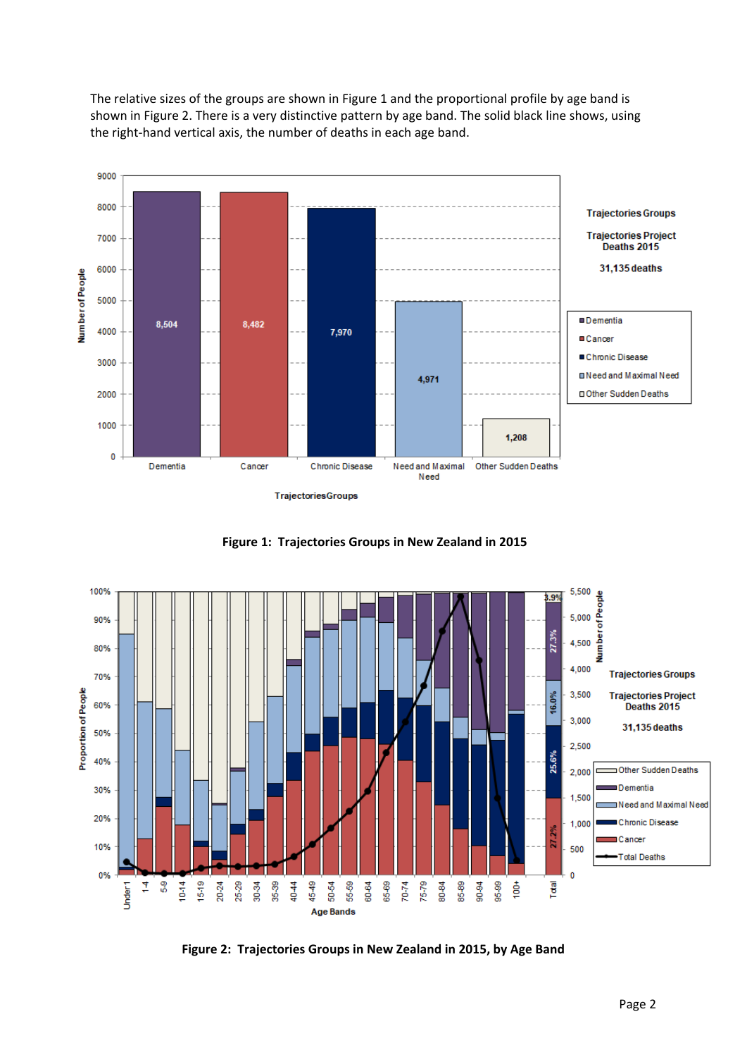The relative sizes of the groups are shown in Figure 1 and the proportional profile by age band is shown in Figure 2. There is a very distinctive pattern by age band. The solid black line shows, using the right-hand vertical axis, the number of deaths in each age band.

**Figure 1: Trajectories Groups in New Zealand in 2015**

**Figure 2: Trajectories Groups in New Zealand in 2015, by Age Band**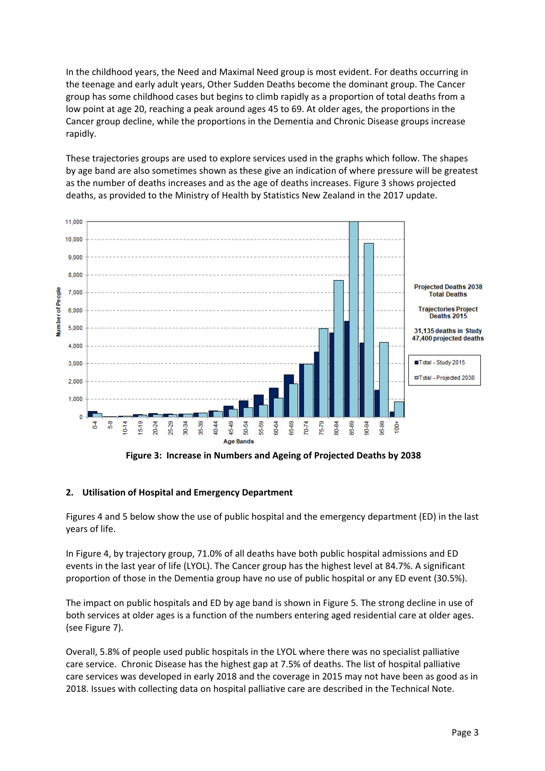In the childhood years, the Need and Maximal Need group is most evident. For deaths occurring in the teenage and early adult years, Other Sudden Deaths become the dominant group. The Cancer group has some childhood cases but begins to climb rapidly as a proportion of total deaths from a low point at age 20, reaching a peak around ages 45 to 69. At older ages, the proportions in the Cancer group decline, while the proportions in the Dementia and Chronic Disease groups increase rapidly.

These trajectories groups are used to explore services used in the graphs which follow. The shapes by age band are also sometimes shown as these give an indication of where pressure will be greatest as the number of deaths increases and as the age of deaths increases. Figure 3 shows projected deaths, as provided to the Ministry of Health by Statistics New Zealand in the 2017 update.

**Figure 3: Increase in Numbers and Ageing of Projected Deaths by 2038**

## 2. Utilisation of Hospital and Emergency Department

Figures 4 and 5 below show the use of public hospital and the emergency department (ED) in the last years of life.

In Figure 4, by trajectory group, 71.0% of all deaths have both public hospital admissions and ED events in the last year of life (LYOL). The Cancer group has the highest level at 84.7%. A significant proportion of those in the Dementia group have no use of public hospital or any ED event (30.5%).

The impact on public hospitals and ED by age band is shown in Figure 5. The strong decline in use of both services at older ages is a function of the numbers entering aged residential care at older ages. (see Figure 7).

Overall, 5.8% of people used public hospitals in the LYOL where there was no specialist palliative care service. Chronic Disease has the highest gap at 7.5% of deaths. The list of hospital palliative care services was developed in early 2018 and the coverage in 2015 may not have been as good as in 2018. Issues with collecting data on hospital palliative care are described in the Technical Note.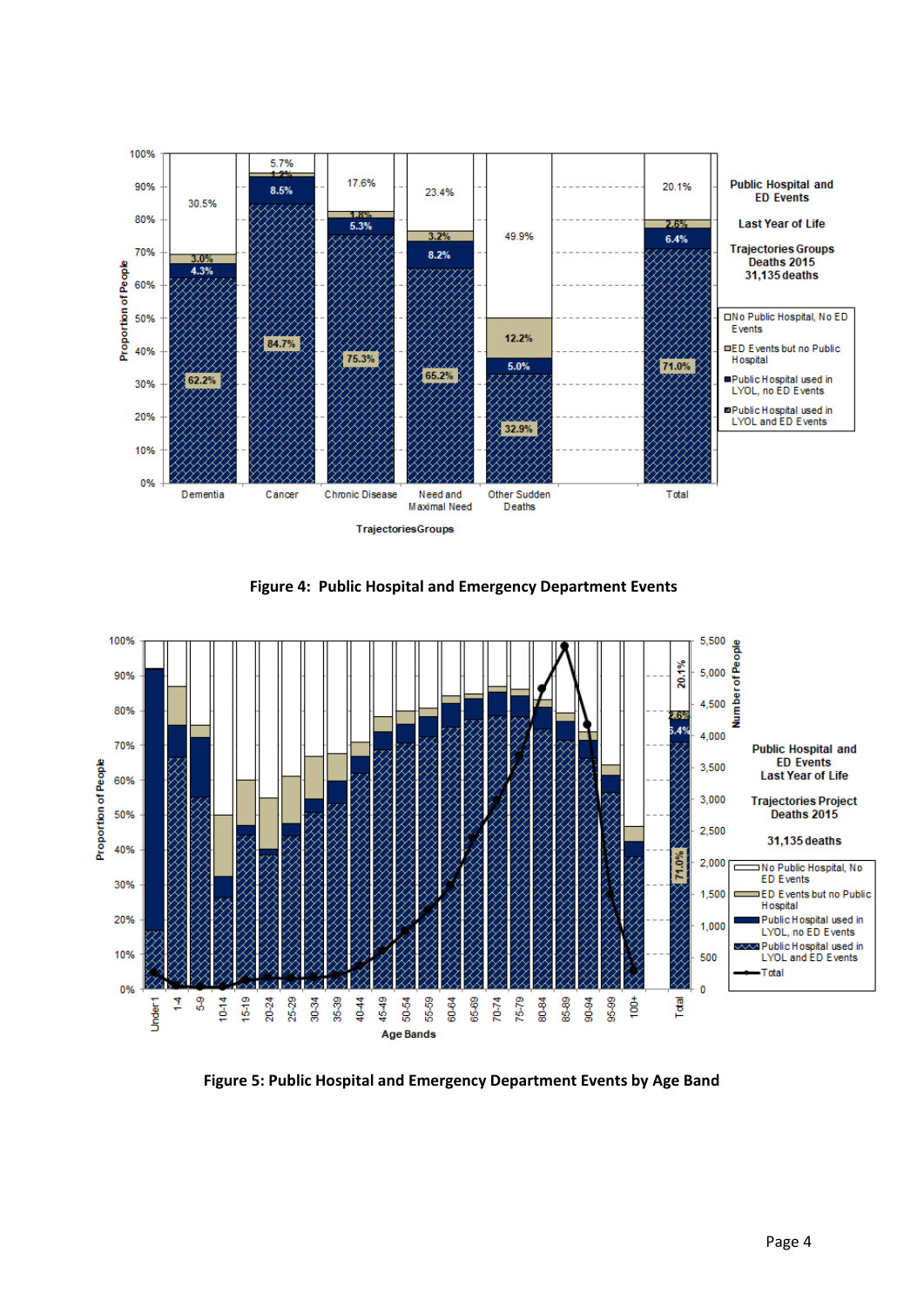Figure 4: Public Hospital and Emergency Department Events

Figure 5: Public Hospital and Emergency Department Events by Age Band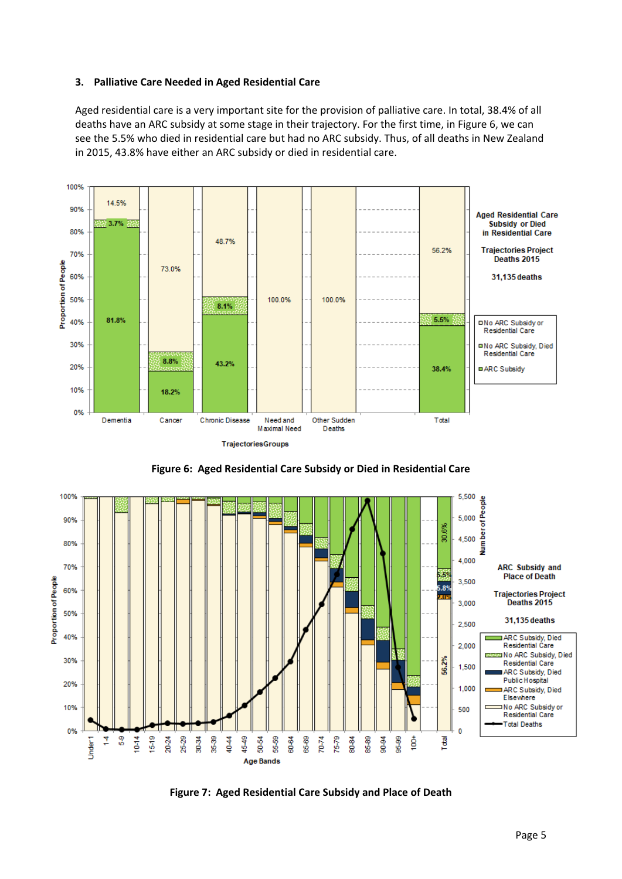### 3. Palliative Care Needed in Aged Residential Care

Aged residential care is a very important site for the provision of palliative care. In total, 38.4% of all deaths have an ARC subsidy at some stage in their trajectory. For the first time, in Figure 6, we can see the 5.5% who died in residential care but had no ARC subsidy. Thus, of all deaths in New Zealand in 2015, 43.8% have either an ARC subsidy or died in residential care.

**Figure 6: Aged Residential Care Subsidy or Died in Residential Care**

**Figure 7: Aged Residential Care Subsidy and Place of Death**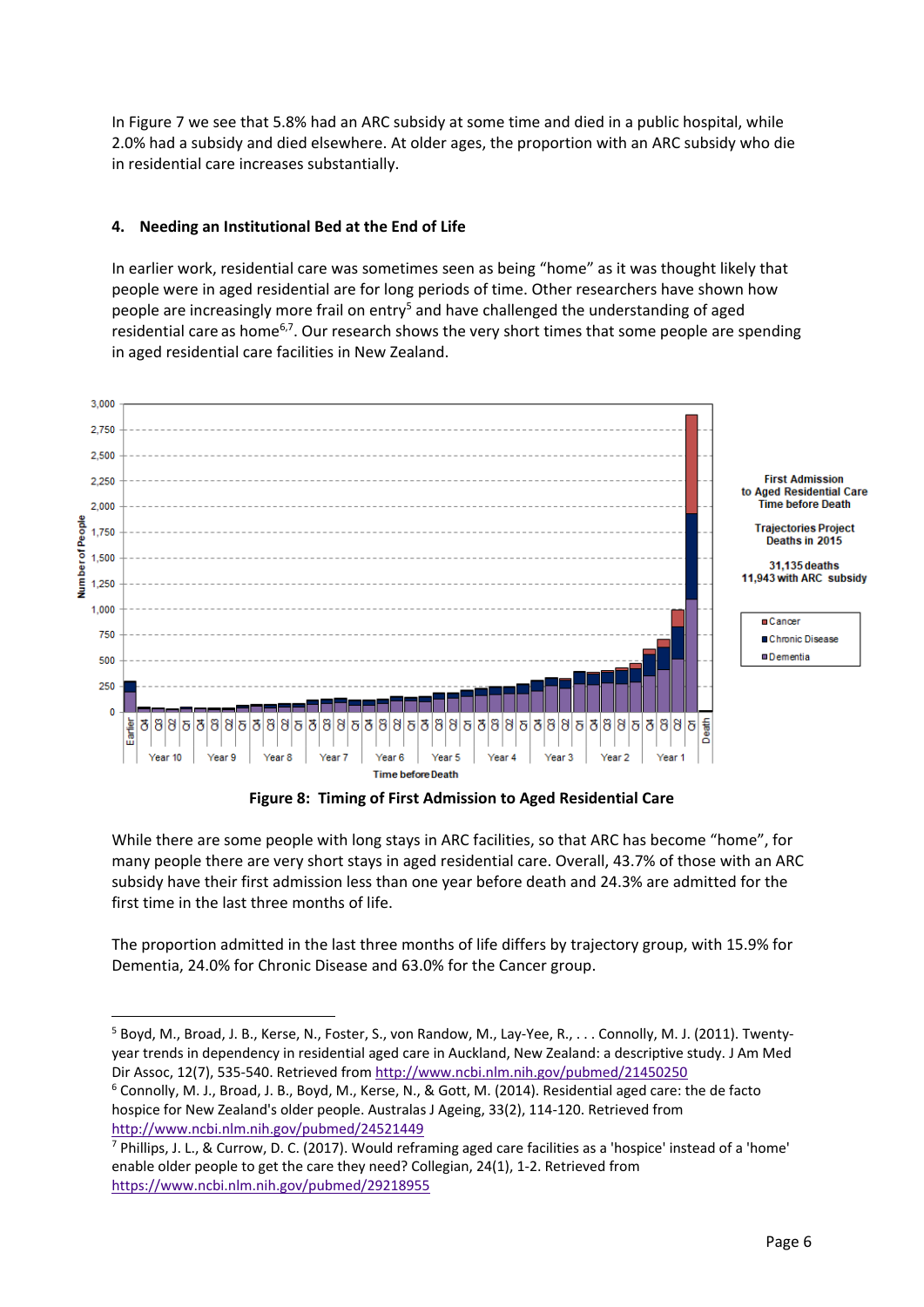In Figure 7 we see that 5.8% had an ARC subsidy at some time and died in a public hospital, while 2.0% had a subsidy and died elsewhere. At older ages, the proportion with an ARC subsidy who die in residential care increases substantially.

## 4. Needing an Institutional Bed at the End of Life

In earlier work, residential care was sometimes seen as being "home" as it was thought likely that people were in aged residential are for long periods of time. Other researchers have shown how people are increasingly more frail on entry[5] and have challenged the understanding of aged residential care as home[6,7]. Our research shows the very short times that some people are spending in aged residential care facilities in New Zealand.

**Figure 8: Timing of First Admission to Aged Residential Care**

While there are some people with long stays in ARC facilities, so that ARC has become "home", for many people there are very short stays in aged residential care. Overall, 43.7% of those with an ARC subsidy have their first admission less than one year before death and 24.3% are admitted for the first time in the last three months of life.

The proportion admitted in the last three months of life differs by trajectory group, with 15.9% for Dementia, 24.0% for Chronic Disease and 63.0% for the Cancer group.

---

[5] Boyd, M., Broad, J. B., Kerse, N., Foster, S., von Randow, M., Lay-Yee, R., . . . Connolly, M. J. (2011). Twenty-year trends in dependency in residential aged care in Auckland, New Zealand: a descriptive study. J Am Med Dir Assoc, 12(7), 535-540. Retrieved from http://www.ncbi.nlm.nih.gov/pubmed/21450250

[6] Connolly, M. J., Broad, J. B., Boyd, M., Kerse, N., & Gott, M. (2014). Residential aged care: the de facto hospice for New Zealand's older people. Australas J Ageing, 33(2), 114-120. Retrieved from http://www.ncbi.nlm.nih.gov/pubmed/24521449

[7] Phillips, J. L., & Currow, D. C. (2017). Would reframing aged care facilities as a 'hospice' instead of a 'home' enable older people to get the care they need? Collegian, 24(1), 1-2. Retrieved from https://www.ncbi.nlm.nih.gov/pubmed/29218955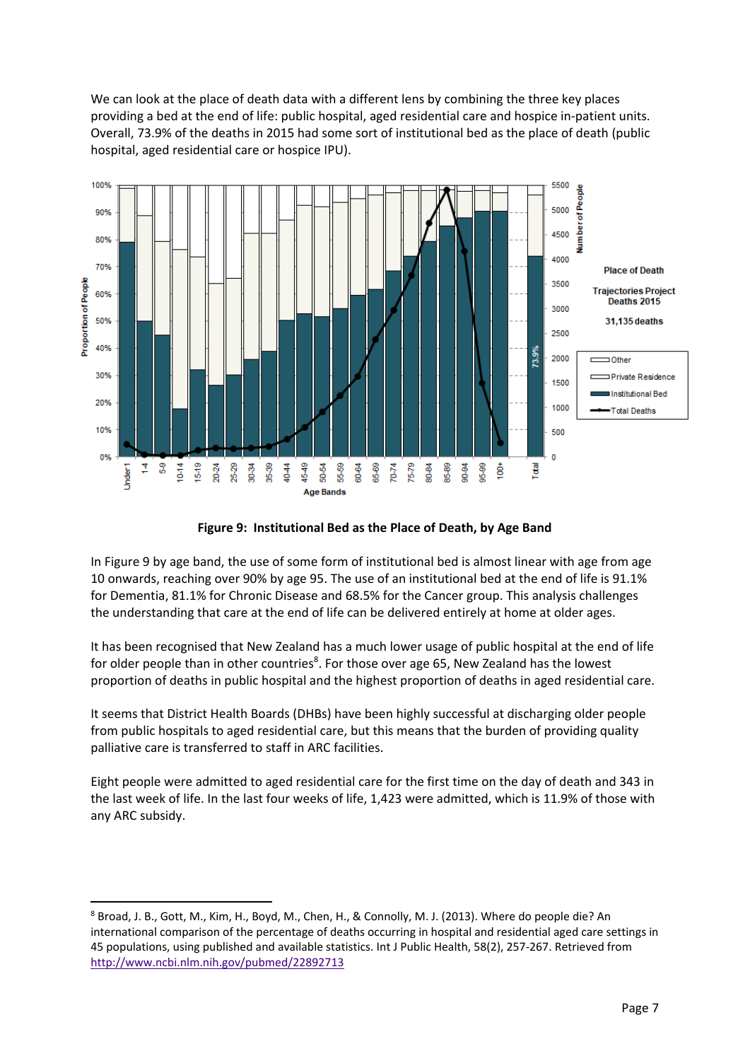We can look at the place of death data with a different lens by combining the three key places providing a bed at the end of life: public hospital, aged residential care and hospice in-patient units. Overall, 73.9% of the deaths in 2015 had some sort of institutional bed as the place of death (public hospital, aged residential care or hospice IPU).

**Figure 9: Institutional Bed as the Place of Death, by Age Band**

In Figure 9 by age band, the use of some form of institutional bed is almost linear with age from age 10 onwards, reaching over 90% by age 95. The use of an institutional bed at the end of life is 91.1% for Dementia, 81.1% for Chronic Disease and 68.5% for the Cancer group. This analysis challenges the understanding that care at the end of life can be delivered entirely at home at older ages.

It has been recognised that New Zealand has a much lower usage of public hospital at the end of life for older people than in other countries[8]. For those over age 65, New Zealand has the lowest proportion of deaths in public hospital and the highest proportion of deaths in aged residential care.

It seems that District Health Boards (DHBs) have been highly successful at discharging older people from public hospitals to aged residential care, but this means that the burden of providing quality palliative care is transferred to staff in ARC facilities.

Eight people were admitted to aged residential care for the first time on the day of death and 343 in the last week of life. In the last four weeks of life, 1,423 were admitted, which is 11.9% of those with any ARC subsidy.

---

[8] Broad, J. B., Gott, M., Kim, H., Boyd, M., Chen, H., & Connolly, M. J. (2013). Where do people die? An international comparison of the percentage of deaths occurring in hospital and residential aged care settings in 45 populations, using published and available statistics. Int J Public Health, 58(2), 257-267. Retrieved from http://www.ncbi.nlm.nih.gov/pubmed/22892713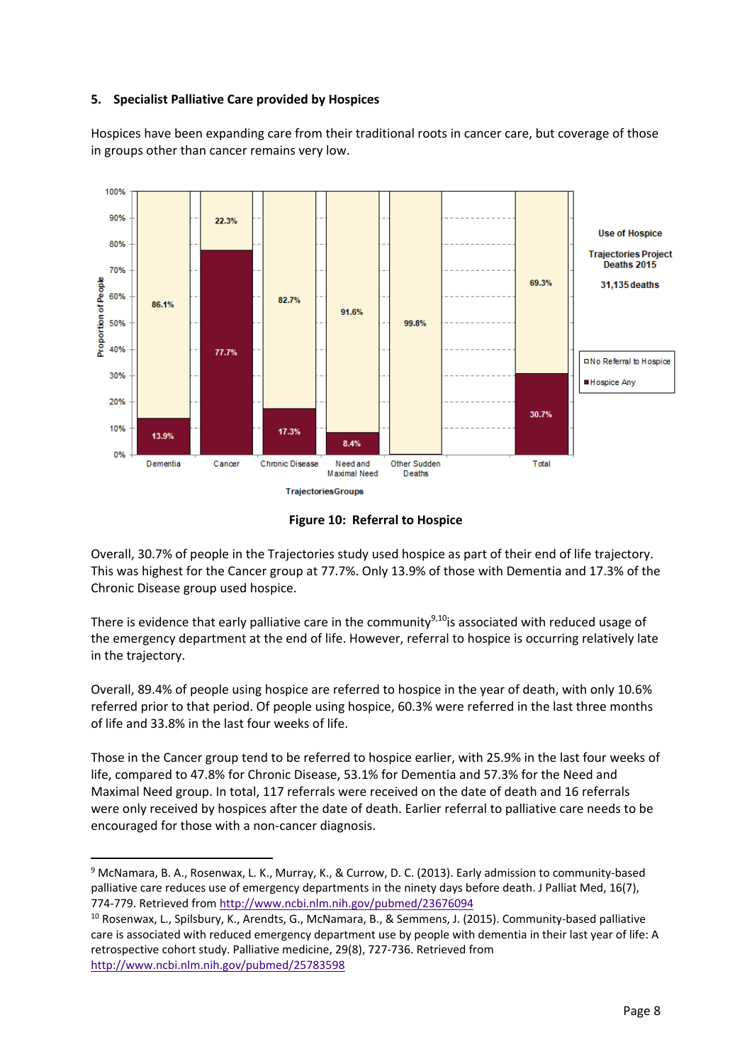## 5. Specialist Palliative Care provided by Hospices

Hospices have been expanding care from their traditional roots in cancer care, but coverage of those in groups other than cancer remains very low.

| Trajectories Groups | Hospice Any | No Referral to Hospice |
|---|---|---|
| Dementia | 13.9% | 86.1% |
| Cancer | 77.7% | 22.3% |
| Chronic Disease | 17.3% | 82.7% |
| Need and Maximal Need | 8.4% | 91.6% |
| Other Sudden Deaths | | 99.8% |
| Total | 30.7% | 69.3% |

Use of Hospice — Trajectories Project Deaths 2015 — 31,135 deaths

**Figure 10: Referral to Hospice**

Overall, 30.7% of people in the Trajectories study used hospice as part of their end of life trajectory. This was highest for the Cancer group at 77.7%. Only 13.9% of those with Dementia and 17.3% of the Chronic Disease group used hospice.

There is evidence that early palliative care in the community[9,10] is associated with reduced usage of the emergency department at the end of life. However, referral to hospice is occurring relatively late in the trajectory.

Overall, 89.4% of people using hospice are referred to hospice in the year of death, with only 10.6% referred prior to that period. Of people using hospice, 60.3% were referred in the last three months of life and 33.8% in the last four weeks of life.

Those in the Cancer group tend to be referred to hospice earlier, with 25.9% in the last four weeks of life, compared to 47.8% for Chronic Disease, 53.1% for Dementia and 57.3% for the Need and Maximal Need group. In total, 117 referrals were received on the date of death and 16 referrals were only received by hospices after the date of death. Earlier referral to palliative care needs to be encouraged for those with a non-cancer diagnosis.

---

[9] McNamara, B. A., Rosenwax, L. K., Murray, K., & Currow, D. C. (2013). Early admission to community-based palliative care reduces use of emergency departments in the ninety days before death. J Palliat Med, 16(7), 774-779. Retrieved from http://www.ncbi.nlm.nih.gov/pubmed/23676094

[10] Rosenwax, L., Spilsbury, K., Arendts, G., McNamara, B., & Semmens, J. (2015). Community-based palliative care is associated with reduced emergency department use by people with dementia in their last year of life: A retrospective cohort study. Palliative medicine, 29(8), 727-736. Retrieved from http://www.ncbi.nlm.nih.gov/pubmed/25783598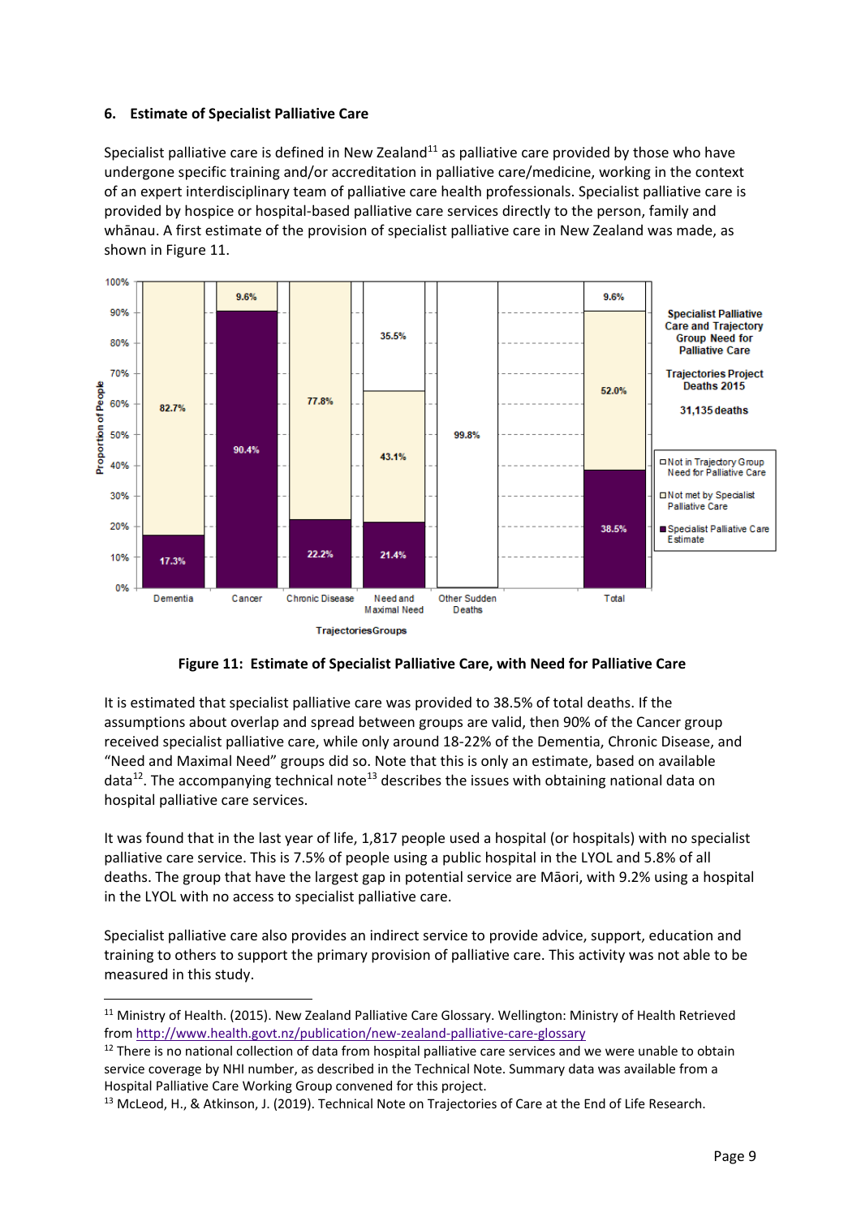## 6. Estimate of Specialist Palliative Care

Specialist palliative care is defined in New Zealand[11] as palliative care provided by those who have undergone specific training and/or accreditation in palliative care/medicine, working in the context of an expert interdisciplinary team of palliative care health professionals. Specialist palliative care is provided by hospice or hospital-based palliative care services directly to the person, family and whānau. A first estimate of the provision of specialist palliative care in New Zealand was made, as shown in Figure 11.

**Figure 11: Estimate of Specialist Palliative Care, with Need for Palliative Care**

It is estimated that specialist palliative care was provided to 38.5% of total deaths. If the assumptions about overlap and spread between groups are valid, then 90% of the Cancer group received specialist palliative care, while only around 18-22% of the Dementia, Chronic Disease, and "Need and Maximal Need" groups did so. Note that this is only an estimate, based on available data[12]. The accompanying technical note[13] describes the issues with obtaining national data on hospital palliative care services.

It was found that in the last year of life, 1,817 people used a hospital (or hospitals) with no specialist palliative care service. This is 7.5% of people using a public hospital in the LYOL and 5.8% of all deaths. The group that have the largest gap in potential service are Māori, with 9.2% using a hospital in the LYOL with no access to specialist palliative care.

Specialist palliative care also provides an indirect service to provide advice, support, education and training to others to support the primary provision of palliative care. This activity was not able to be measured in this study.

---

[11] Ministry of Health. (2015). New Zealand Palliative Care Glossary. Wellington: Ministry of Health Retrieved from http://www.health.govt.nz/publication/new-zealand-palliative-care-glossary

[12] There is no national collection of data from hospital palliative care services and we were unable to obtain service coverage by NHI number, as described in the Technical Note. Summary data was available from a Hospital Palliative Care Working Group convened for this project.

[13] McLeod, H., & Atkinson, J. (2019). Technical Note on Trajectories of Care at the End of Life Research.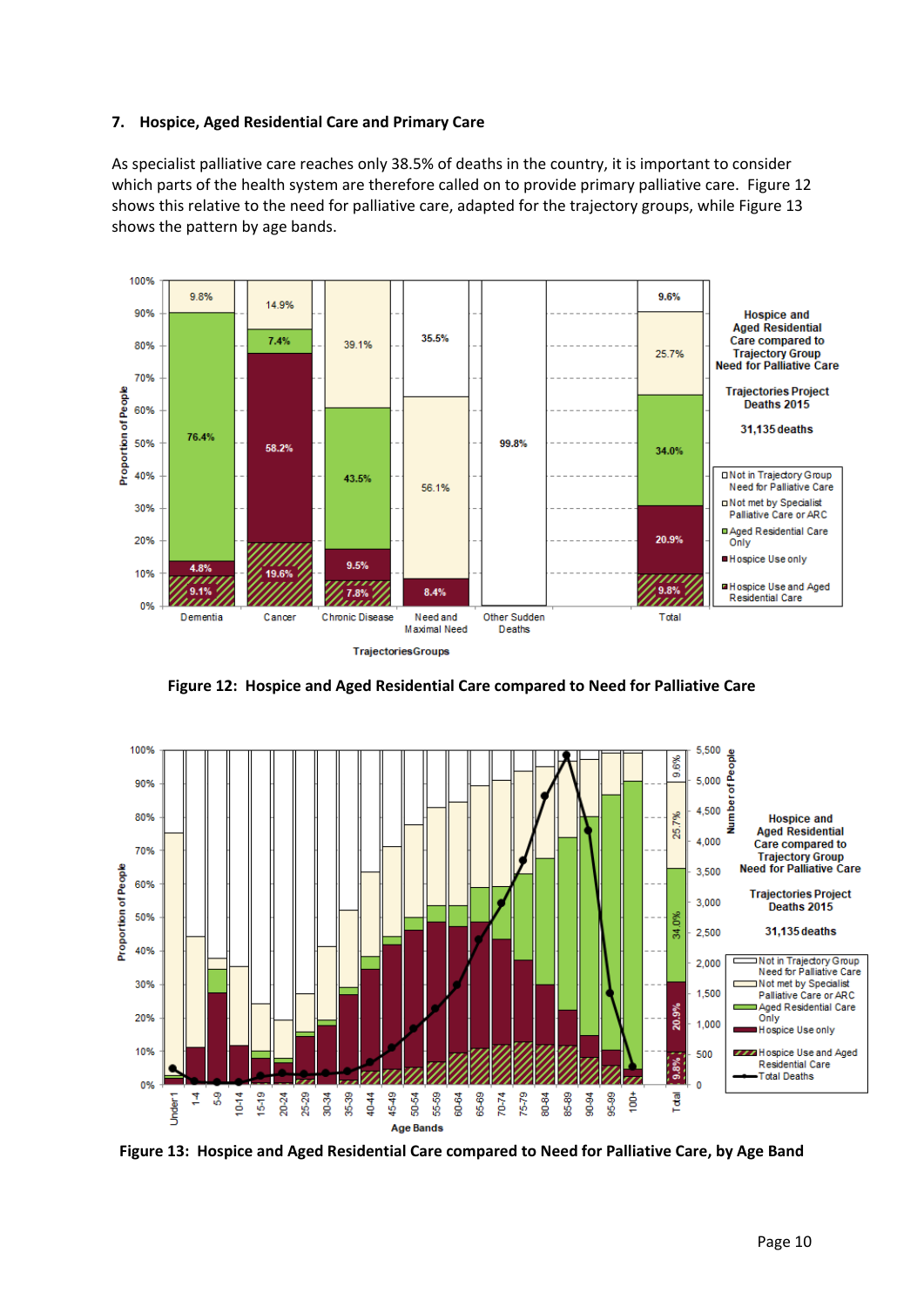## 7. Hospice, Aged Residential Care and Primary Care

As specialist palliative care reaches only 38.5% of deaths in the country, it is important to consider which parts of the health system are therefore called on to provide primary palliative care. Figure 12 shows this relative to the need for palliative care, adapted for the trajectory groups, while Figure 13 shows the pattern by age bands.

**Figure 12: Hospice and Aged Residential Care compared to Need for Palliative Care**

**Figure 13: Hospice and Aged Residential Care compared to Need for Palliative Care, by Age Band**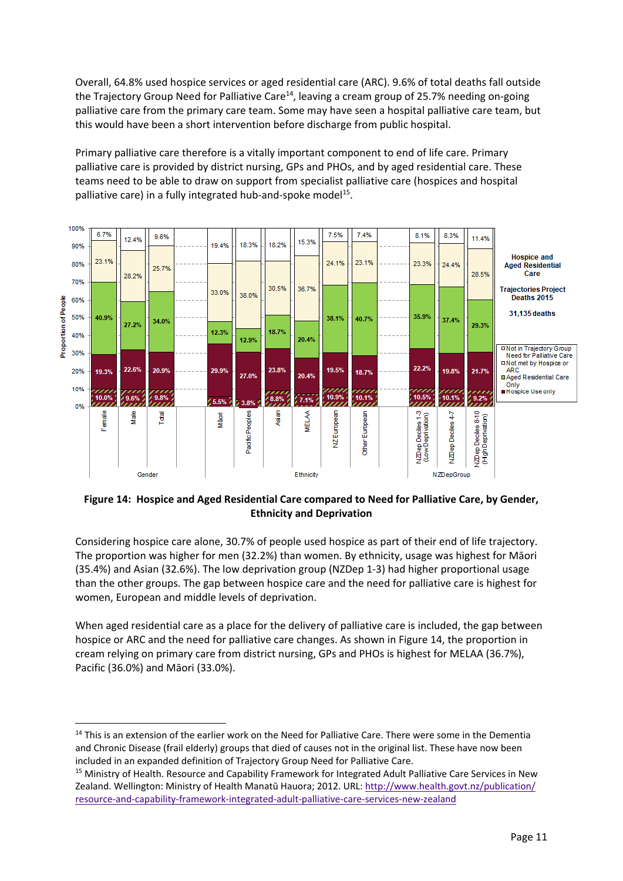Overall, 64.8% used hospice services or aged residential care (ARC). 9.6% of total deaths fall outside the Trajectory Group Need for Palliative Care[14], leaving a cream group of 25.7% needing on-going palliative care from the primary care team. Some may have seen a hospital palliative care team, but this would have been a short intervention before discharge from public hospital.

Primary palliative care therefore is a vitally important component to end of life care. Primary palliative care is provided by district nursing, GPs and PHOs, and by aged residential care. These teams need to be able to draw on support from specialist palliative care (hospices and hospital palliative care) in a fully integrated hub-and-spoke model[15].

Hospice and Aged Residential Care — Trajectories Project Deaths 2015 — 31,135 deaths

| Group | Category | Hospice Use only | Aged Residential Care Only | Not met by Hospice or ARC | Not in Trajectory Group Need for Palliative Care |
|---|---|---|---|---|---|
| Gender | Female | 10.0% / 19.3% | 40.9% | 23.1% | 6.7% |
| | Male | 9.6% / 22.6% | 27.2% | 28.2% | 12.4% |
| | Total | 9.8% / 20.9% | 34.0% | 25.7% | 9.6% |
| Ethnicity | Māori | 5.5% / 29.9% | 12.3% | 33.0% | 19.4% |
| | Pacific Peoples | 3.8% / 27.0% | 12.9% | 38.0% | 18.3% |
| | Asian | 8.8% / 23.8% | 18.7% | 30.5% | 18.2% |
| | MELAA | 7.1% / 20.4% | 20.4% | 36.7% | 15.3% |
| | NZ European | 10.9% / 19.5% | 38.1% | 24.1% | 7.5% |
| | Other European | 10.1% / 18.7% | 40.7% | 23.1% | 7.4% |
| NZDepGroup | NZDep Deciles 1-3 (Low Deprivation) | 10.5% / 22.2% | 35.9% | 23.3% | 8.1% |
| | NZDep Deciles 4-7 | 10.1% / 19.8% | 37.4% | 24.4% | 8.3% |
| | NZDep Deciles 8-10 (High Deprivation) | 9.2% / 21.7% | 29.3% | 28.5% | 11.4% |

**Figure 14: Hospice and Aged Residential Care compared to Need for Palliative Care, by Gender, Ethnicity and Deprivation**

Considering hospice care alone, 30.7% of people used hospice as part of their end of life trajectory. The proportion was higher for men (32.2%) than women. By ethnicity, usage was highest for Māori (35.4%) and Asian (32.6%). The low deprivation group (NZDep 1-3) had higher proportional usage than the other groups. The gap between hospice care and the need for palliative care is highest for women, European and middle levels of deprivation.

When aged residential care as a place for the delivery of palliative care is included, the gap between hospice or ARC and the need for palliative care changes. As shown in Figure 14, the proportion in cream relying on primary care from district nursing, GPs and PHOs is highest for MELAA (36.7%), Pacific (36.0%) and Māori (33.0%).

---

[14] This is an extension of the earlier work on the Need for Palliative Care. There were some in the Dementia and Chronic Disease (frail elderly) groups that died of causes not in the original list. These have now been included in an expanded definition of Trajectory Group Need for Palliative Care.

[15] Ministry of Health. Resource and Capability Framework for Integrated Adult Palliative Care Services in New Zealand. Wellington: Ministry of Health Manatū Hauora; 2012. URL: http://www.health.govt.nz/publication/resource-and-capability-framework-integrated-adult-palliative-care-services-new-zealand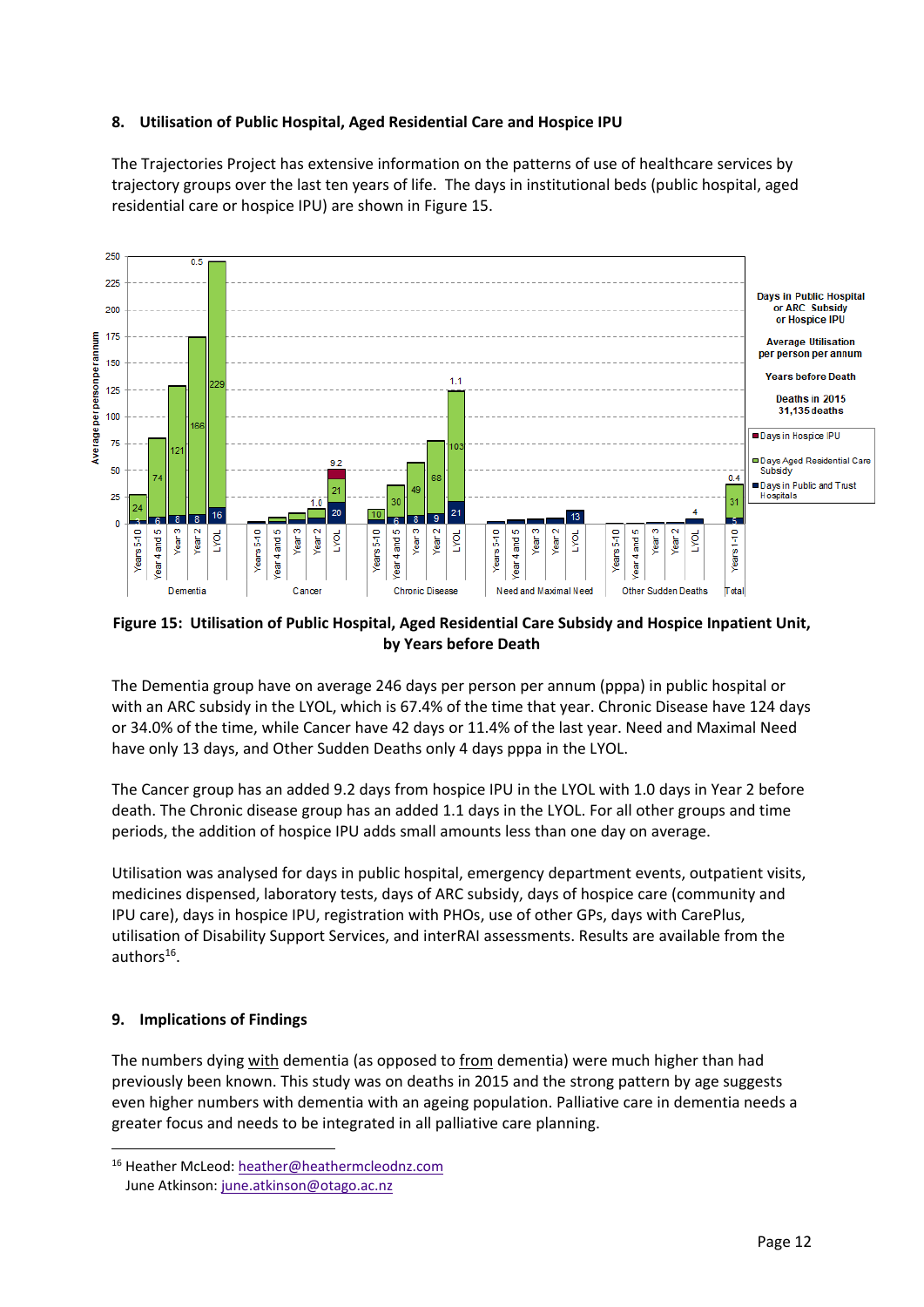## 8. Utilisation of Public Hospital, Aged Residential Care and Hospice IPU

The Trajectories Project has extensive information on the patterns of use of healthcare services by trajectory groups over the last ten years of life. The days in institutional beds (public hospital, aged residential care or hospice IPU) are shown in Figure 15.

**Figure 15: Utilisation of Public Hospital, Aged Residential Care Subsidy and Hospice Inpatient Unit, by Years before Death**

The Dementia group have on average 246 days per person per annum (pppa) in public hospital or with an ARC subsidy in the LYOL, which is 67.4% of the time that year. Chronic Disease have 124 days or 34.0% of the time, while Cancer have 42 days or 11.4% of the last year. Need and Maximal Need have only 13 days, and Other Sudden Deaths only 4 days pppa in the LYOL.

The Cancer group has an added 9.2 days from hospice IPU in the LYOL with 1.0 days in Year 2 before death. The Chronic disease group has an added 1.1 days in the LYOL. For all other groups and time periods, the addition of hospice IPU adds small amounts less than one day on average.

Utilisation was analysed for days in public hospital, emergency department events, outpatient visits, medicines dispensed, laboratory tests, days of ARC subsidy, days of hospice care (community and IPU care), days in hospice IPU, registration with PHOs, use of other GPs, days with CarePlus, utilisation of Disability Support Services, and interRAI assessments. Results are available from the authors[16].

## 9. Implications of Findings

The numbers dying with dementia (as opposed to from dementia) were much higher than had previously been known. This study was on deaths in 2015 and the strong pattern by age suggests even higher numbers with dementia with an ageing population. Palliative care in dementia needs a greater focus and needs to be integrated in all palliative care planning.

[16] Heather McLeod: heather@heathermcleodnz.com
June Atkinson: june.atkinson@otago.ac.nz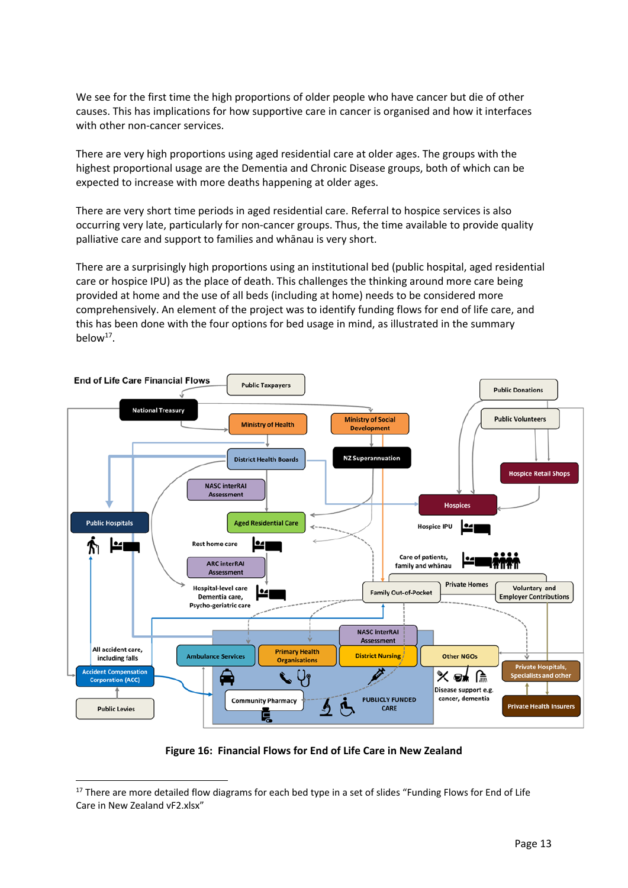We see for the first time the high proportions of older people who have cancer but die of other causes. This has implications for how supportive care in cancer is organised and how it interfaces with other non-cancer services.

There are very high proportions using aged residential care at older ages. The groups with the highest proportional usage are the Dementia and Chronic Disease groups, both of which can be expected to increase with more deaths happening at older ages.

There are very short time periods in aged residential care. Referral to hospice services is also occurring very late, particularly for non-cancer groups. Thus, the time available to provide quality palliative care and support to families and whānau is very short.

There are a surprisingly high proportions using an institutional bed (public hospital, aged residential care or hospice IPU) as the place of death. This challenges the thinking around more care being provided at home and the use of all beds (including at home) needs to be considered more comprehensively. An element of the project was to identify funding flows for end of life care, and this has been done with the four options for bed usage in mind, as illustrated in the summary below[17].

**Figure 16: Financial Flows for End of Life Care in New Zealand**

---

[17] There are more detailed flow diagrams for each bed type in a set of slides "Funding Flows for End of Life Care in New Zealand vF2.xlsx"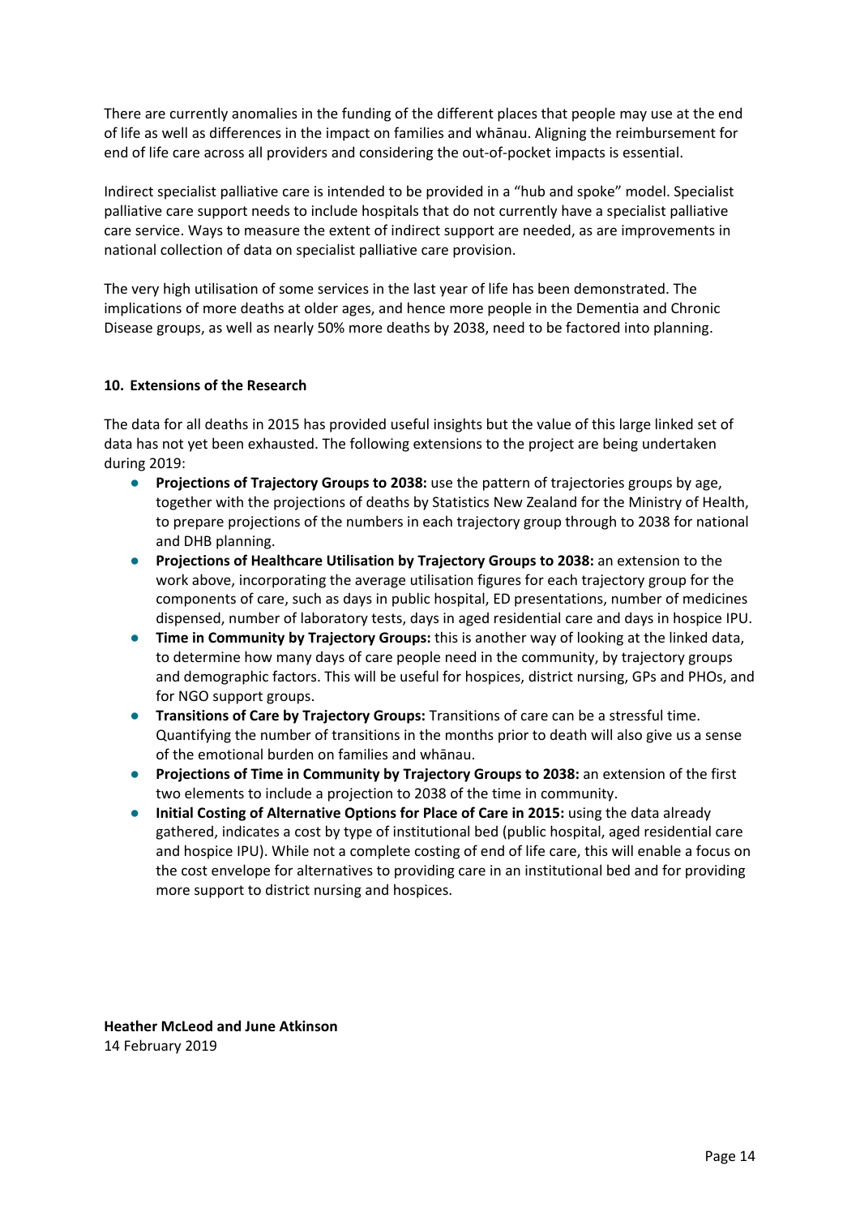There are currently anomalies in the funding of the different places that people may use at the end of life as well as differences in the impact on families and whānau. Aligning the reimbursement for end of life care across all providers and considering the out-of-pocket impacts is essential.

Indirect specialist palliative care is intended to be provided in a "hub and spoke" model. Specialist palliative care support needs to include hospitals that do not currently have a specialist palliative care service. Ways to measure the extent of indirect support are needed, as are improvements in national collection of data on specialist palliative care provision.

The very high utilisation of some services in the last year of life has been demonstrated. The implications of more deaths at older ages, and hence more people in the Dementia and Chronic Disease groups, as well as nearly 50% more deaths by 2038, need to be factored into planning.

## 10. Extensions of the Research

The data for all deaths in 2015 has provided useful insights but the value of this large linked set of data has not yet been exhausted. The following extensions to the project are being undertaken during 2019:

- **Projections of Trajectory Groups to 2038:** use the pattern of trajectories groups by age, together with the projections of deaths by Statistics New Zealand for the Ministry of Health, to prepare projections of the numbers in each trajectory group through to 2038 for national and DHB planning.
- **Projections of Healthcare Utilisation by Trajectory Groups to 2038:** an extension to the work above, incorporating the average utilisation figures for each trajectory group for the components of care, such as days in public hospital, ED presentations, number of medicines dispensed, number of laboratory tests, days in aged residential care and days in hospice IPU.
- **Time in Community by Trajectory Groups:** this is another way of looking at the linked data, to determine how many days of care people need in the community, by trajectory groups and demographic factors. This will be useful for hospices, district nursing, GPs and PHOs, and for NGO support groups.
- **Transitions of Care by Trajectory Groups:** Transitions of care can be a stressful time. Quantifying the number of transitions in the months prior to death will also give us a sense of the emotional burden on families and whānau.
- **Projections of Time in Community by Trajectory Groups to 2038:** an extension of the first two elements to include a projection to 2038 of the time in community.
- **Initial Costing of Alternative Options for Place of Care in 2015:** using the data already gathered, indicates a cost by type of institutional bed (public hospital, aged residential care and hospice IPU). While not a complete costing of end of life care, this will enable a focus on the cost envelope for alternatives to providing care in an institutional bed and for providing more support to district nursing and hospices.

**Heather McLeod and June Atkinson**
14 February 2019